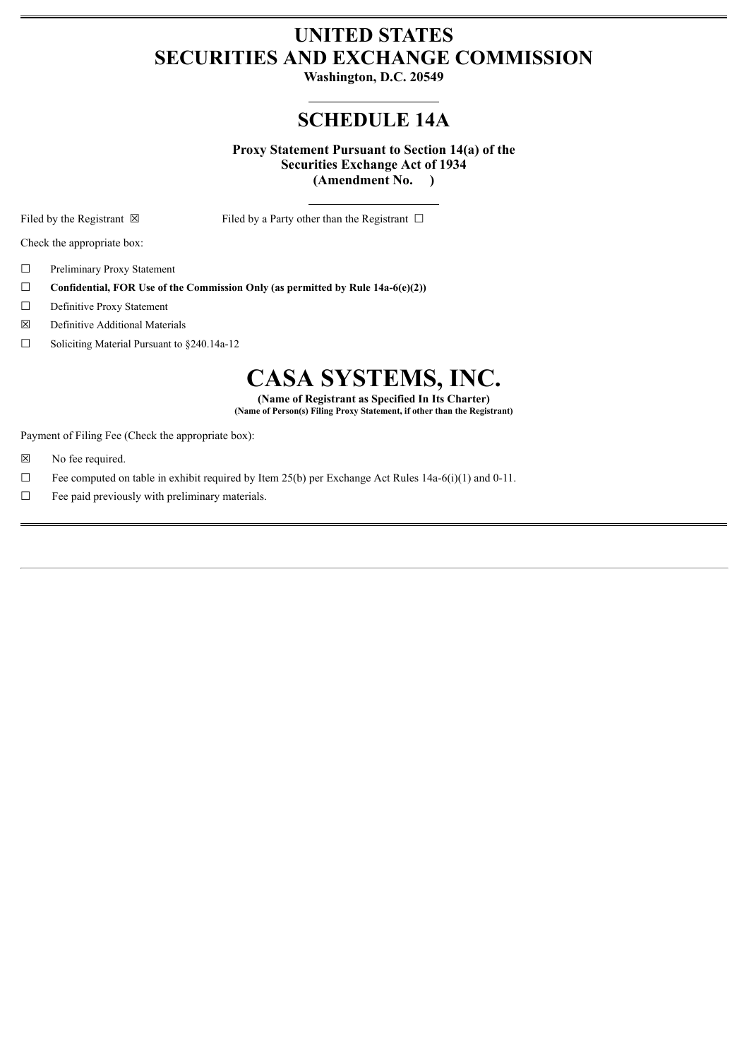# UNITED STATES
# SECURITIES AND EXCHANGE COMMISSION

**Washington, D.C. 20549**

## SCHEDULE 14A

**Proxy Statement Pursuant to Section 14(a) of the Securities Exchange Act of 1934 (Amendment No. )**

Filed by the Registrant ☒ Filed by a Party other than the Registrant ☐

Check the appropriate box:

☐ Preliminary Proxy Statement

☐ **Confidential, FOR Use of the Commission Only (as permitted by Rule 14a-6(e)(2))**

☐ Definitive Proxy Statement

☒ Definitive Additional Materials

☐ Soliciting Material Pursuant to §240.14a-12

# CASA SYSTEMS, INC.

**(Name of Registrant as Specified In Its Charter)**

**(Name of Person(s) Filing Proxy Statement, if other than the Registrant)**

Payment of Filing Fee (Check the appropriate box):

☒ No fee required.

☐ Fee computed on table in exhibit required by Item 25(b) per Exchange Act Rules 14a-6(i)(1) and 0-11.

☐ Fee paid previously with preliminary materials.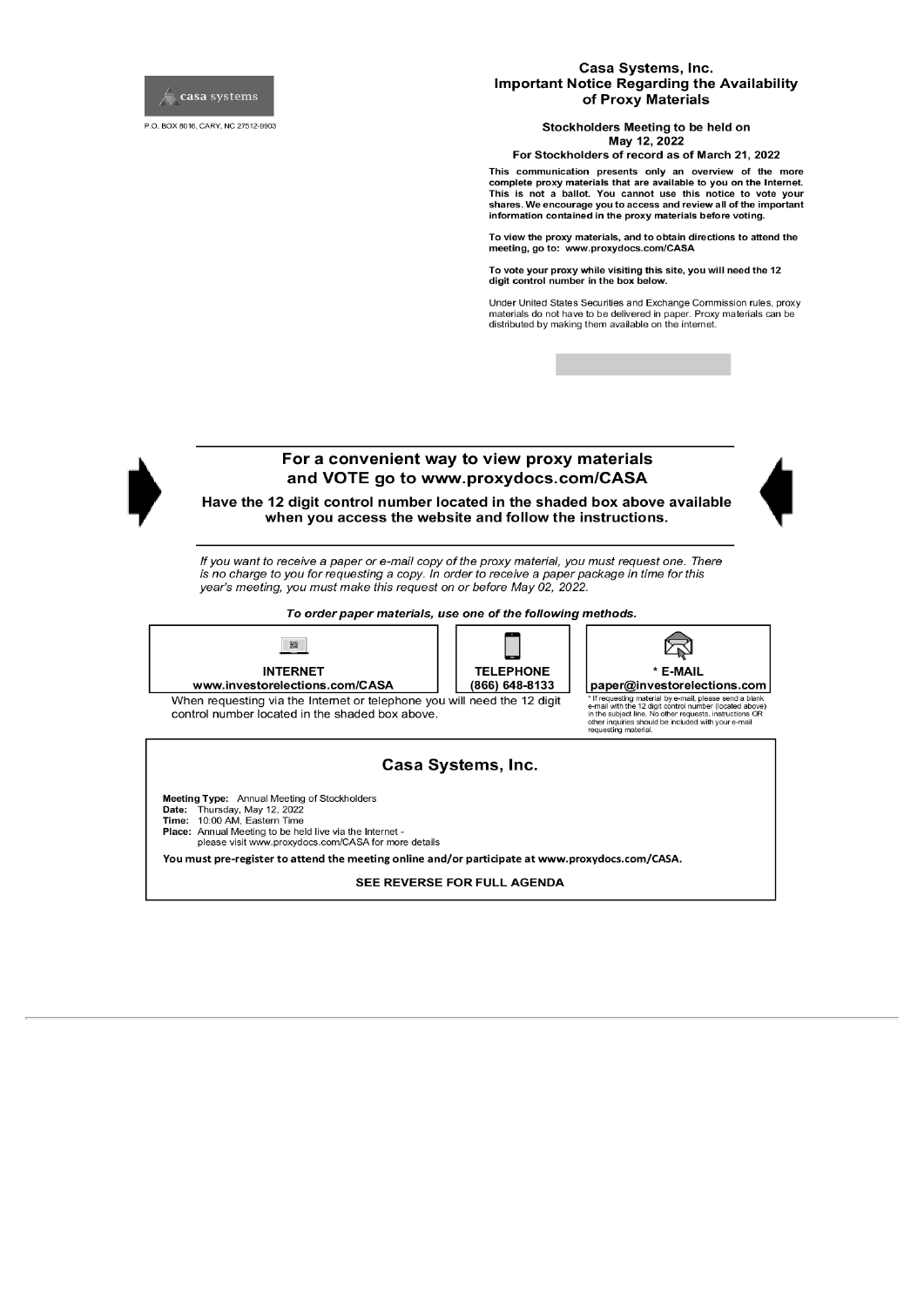casa systems

P.O. BOX 8016, CARY, NC 27512-9903

## Casa Systems, Inc.
## Important Notice Regarding the Availability of Proxy Materials

**Stockholders Meeting to be held on May 12, 2022**

**For Stockholders of record as of March 21, 2022**

**This communication presents only an overview of the more complete proxy materials that are available to you on the Internet. This is not a ballot. You cannot use this notice to vote your shares. We encourage you to access and review all of the important information contained in the proxy materials before voting.**

**To view the proxy materials, and to obtain directions to attend the meeting, go to: www.proxydocs.com/CASA**

**To vote your proxy while visiting this site, you will need the 12 digit control number in the box below.**

Under United States Securities and Exchange Commission rules, proxy materials do not have to be delivered in paper. Proxy materials can be distributed by making them available on the internet.

### For a convenient way to view proxy materials and VOTE go to www.proxydocs.com/CASA

**Have the 12 digit control number located in the shaded box above available when you access the website and follow the instructions.**

*If you want to receive a paper or e-mail copy of the proxy material, you must request one. There is no charge to you for requesting a copy. In order to receive a paper package in time for this year's meeting, you must make this request on or before May 02, 2022.*

***To order paper materials, use one of the following methods.***

| INTERNET | TELEPHONE | * E-MAIL |
|---|---|---|
| www.investorelections.com/CASA | (866) 648-8133 | paper@investorelections.com |

When requesting via the Internet or telephone you will need the 12 digit control number located in the shaded box above.

* If requesting material by e-mail, please send a blank e-mail with the 12 digit control number (located above) in the subject line. No other requests, instructions OR other inquiries should be included with your e-mail requesting material.

### Casa Systems, Inc.

**Meeting Type:** Annual Meeting of Stockholders
**Date:** Thursday, May 12, 2022
**Time:** 10:00 AM, Eastern Time
**Place:** Annual Meeting to be held live via the Internet - please visit www.proxydocs.com/CASA for more details

**You must pre-register to attend the meeting online and/or participate at www.proxydocs.com/CASA.**

**SEE REVERSE FOR FULL AGENDA**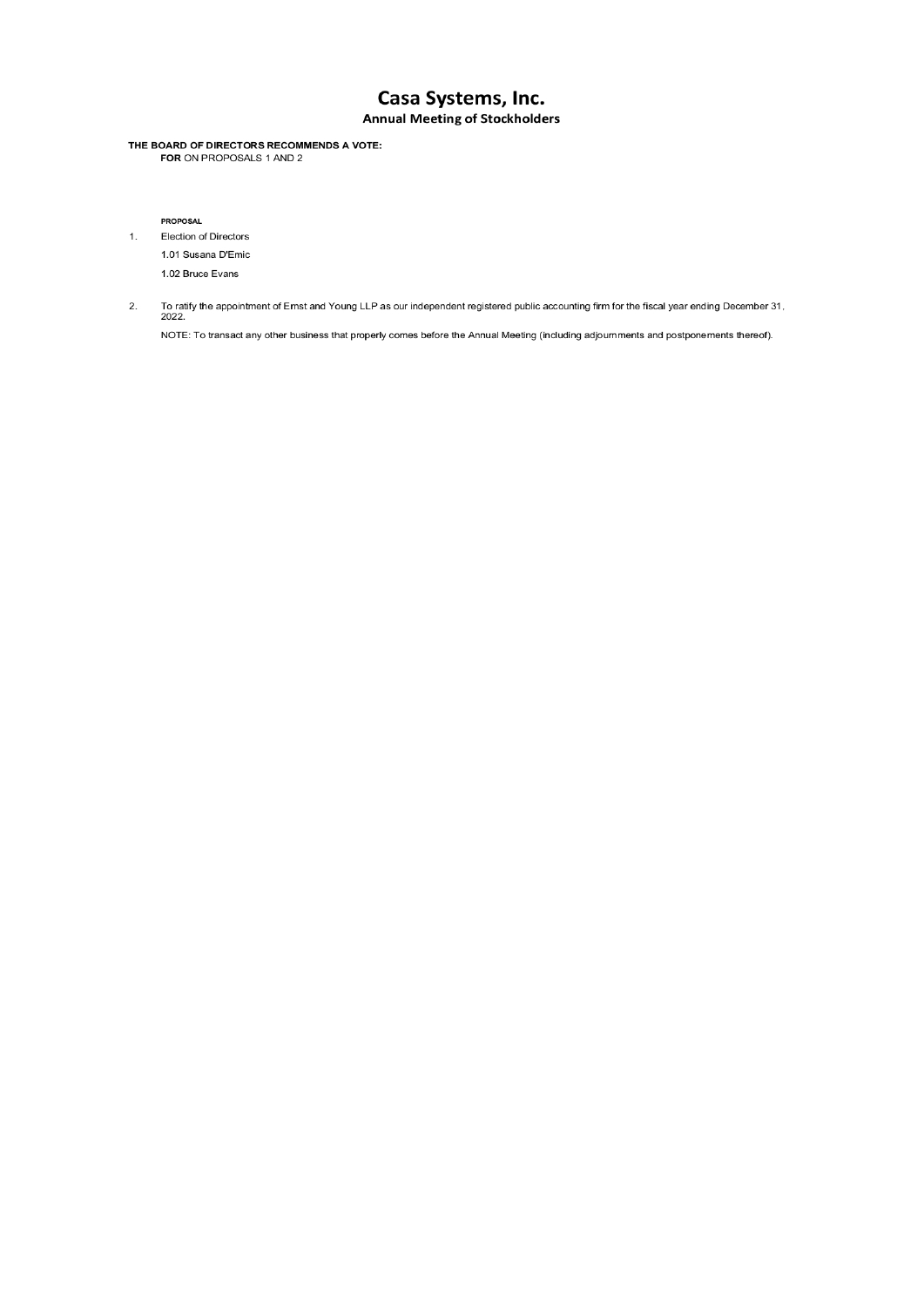# Casa Systems, Inc.

## Annual Meeting of Stockholders

**THE BOARD OF DIRECTORS RECOMMENDS A VOTE:**
**FOR** ON PROPOSALS 1 AND 2

**PROPOSAL**

1. Election of Directors

   1.01 Susana D'Emic

   1.02 Bruce Evans

2. To ratify the appointment of Ernst and Young LLP as our independent registered public accounting firm for the fiscal year ending December 31, 2022.

   NOTE: To transact any other business that properly comes before the Annual Meeting (including adjournments and postponements thereof).